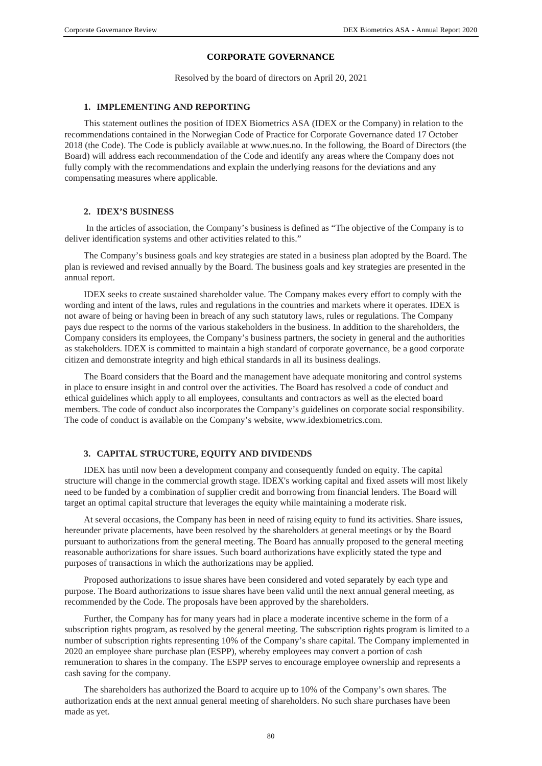# CORPORATE GOVERNANCE

Resolved by the board of directors on April 20, 2021

## 1. IMPLEMENTING AND REPORTING

This statement outlines the position of IDEX Biometrics ASA (IDEX or the Company) in relation to the recommendations contained in the Norwegian Code of Practice for Corporate Governance dated 17 October 2018 (the Code). The Code is publicly available at www.nues.no. In the following, the Board of Directors (the Board) will address each recommendation of the Code and identify any areas where the Company does not fully comply with the recommendations and explain the underlying reasons for the deviations and any compensating measures where applicable.

## 2. IDEX'S BUSINESS

In the articles of association, the Company's business is defined as "The objective of the Company is to deliver identification systems and other activities related to this."

The Company's business goals and key strategies are stated in a business plan adopted by the Board. The plan is reviewed and revised annually by the Board. The business goals and key strategies are presented in the annual report.

IDEX seeks to create sustained shareholder value. The Company makes every effort to comply with the wording and intent of the laws, rules and regulations in the countries and markets where it operates. IDEX is not aware of being or having been in breach of any such statutory laws, rules or regulations. The Company pays due respect to the norms of the various stakeholders in the business. In addition to the shareholders, the Company considers its employees, the Company's business partners, the society in general and the authorities as stakeholders. IDEX is committed to maintain a high standard of corporate governance, be a good corporate citizen and demonstrate integrity and high ethical standards in all its business dealings.

The Board considers that the Board and the management have adequate monitoring and control systems in place to ensure insight in and control over the activities. The Board has resolved a code of conduct and ethical guidelines which apply to all employees, consultants and contractors as well as the elected board members. The code of conduct also incorporates the Company's guidelines on corporate social responsibility. The code of conduct is available on the Company's website, www.idexbiometrics.com.

## 3. CAPITAL STRUCTURE, EQUITY AND DIVIDENDS

IDEX has until now been a development company and consequently funded on equity. The capital structure will change in the commercial growth stage. IDEX's working capital and fixed assets will most likely need to be funded by a combination of supplier credit and borrowing from financial lenders. The Board will target an optimal capital structure that leverages the equity while maintaining a moderate risk.

At several occasions, the Company has been in need of raising equity to fund its activities. Share issues, hereunder private placements, have been resolved by the shareholders at general meetings or by the Board pursuant to authorizations from the general meeting. The Board has annually proposed to the general meeting reasonable authorizations for share issues. Such board authorizations have explicitly stated the type and purposes of transactions in which the authorizations may be applied.

Proposed authorizations to issue shares have been considered and voted separately by each type and purpose. The Board authorizations to issue shares have been valid until the next annual general meeting, as recommended by the Code. The proposals have been approved by the shareholders.

Further, the Company has for many years had in place a moderate incentive scheme in the form of a subscription rights program, as resolved by the general meeting. The subscription rights program is limited to a number of subscription rights representing 10% of the Company's share capital. The Company implemented in 2020 an employee share purchase plan (ESPP), whereby employees may convert a portion of cash remuneration to shares in the company. The ESPP serves to encourage employee ownership and represents a cash saving for the company.

The shareholders has authorized the Board to acquire up to 10% of the Company's own shares. The authorization ends at the next annual general meeting of shareholders. No such share purchases have been made as yet.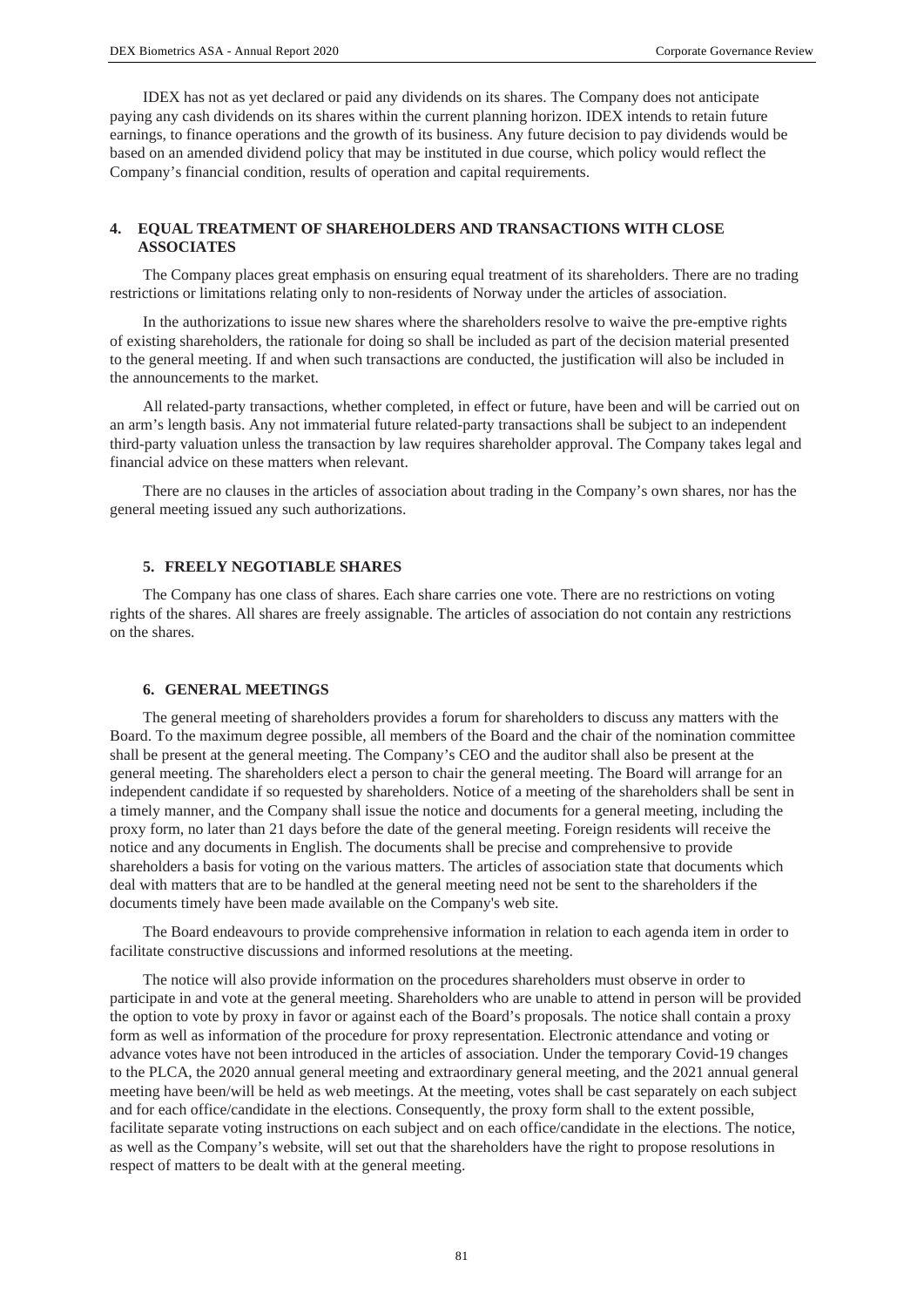IDEX has not as yet declared or paid any dividends on its shares. The Company does not anticipate paying any cash dividends on its shares within the current planning horizon. IDEX intends to retain future earnings, to finance operations and the growth of its business. Any future decision to pay dividends would be based on an amended dividend policy that may be instituted in due course, which policy would reflect the Company's financial condition, results of operation and capital requirements.

## 4. EQUAL TREATMENT OF SHAREHOLDERS AND TRANSACTIONS WITH CLOSE ASSOCIATES

The Company places great emphasis on ensuring equal treatment of its shareholders. There are no trading restrictions or limitations relating only to non-residents of Norway under the articles of association.

In the authorizations to issue new shares where the shareholders resolve to waive the pre-emptive rights of existing shareholders, the rationale for doing so shall be included as part of the decision material presented to the general meeting. If and when such transactions are conducted, the justification will also be included in the announcements to the market.

All related-party transactions, whether completed, in effect or future, have been and will be carried out on an arm's length basis. Any not immaterial future related-party transactions shall be subject to an independent third-party valuation unless the transaction by law requires shareholder approval. The Company takes legal and financial advice on these matters when relevant.

There are no clauses in the articles of association about trading in the Company's own shares, nor has the general meeting issued any such authorizations.

## 5. FREELY NEGOTIABLE SHARES

The Company has one class of shares. Each share carries one vote. There are no restrictions on voting rights of the shares. All shares are freely assignable. The articles of association do not contain any restrictions on the shares.

## 6. GENERAL MEETINGS

The general meeting of shareholders provides a forum for shareholders to discuss any matters with the Board. To the maximum degree possible, all members of the Board and the chair of the nomination committee shall be present at the general meeting. The Company's CEO and the auditor shall also be present at the general meeting. The shareholders elect a person to chair the general meeting. The Board will arrange for an independent candidate if so requested by shareholders. Notice of a meeting of the shareholders shall be sent in a timely manner, and the Company shall issue the notice and documents for a general meeting, including the proxy form, no later than 21 days before the date of the general meeting. Foreign residents will receive the notice and any documents in English. The documents shall be precise and comprehensive to provide shareholders a basis for voting on the various matters. The articles of association state that documents which deal with matters that are to be handled at the general meeting need not be sent to the shareholders if the documents timely have been made available on the Company's web site.

The Board endeavours to provide comprehensive information in relation to each agenda item in order to facilitate constructive discussions and informed resolutions at the meeting.

The notice will also provide information on the procedures shareholders must observe in order to participate in and vote at the general meeting. Shareholders who are unable to attend in person will be provided the option to vote by proxy in favor or against each of the Board's proposals. The notice shall contain a proxy form as well as information of the procedure for proxy representation. Electronic attendance and voting or advance votes have not been introduced in the articles of association. Under the temporary Covid-19 changes to the PLCA, the 2020 annual general meeting and extraordinary general meeting, and the 2021 annual general meeting have been/will be held as web meetings. At the meeting, votes shall be cast separately on each subject and for each office/candidate in the elections. Consequently, the proxy form shall to the extent possible, facilitate separate voting instructions on each subject and on each office/candidate in the elections. The notice, as well as the Company's website, will set out that the shareholders have the right to propose resolutions in respect of matters to be dealt with at the general meeting.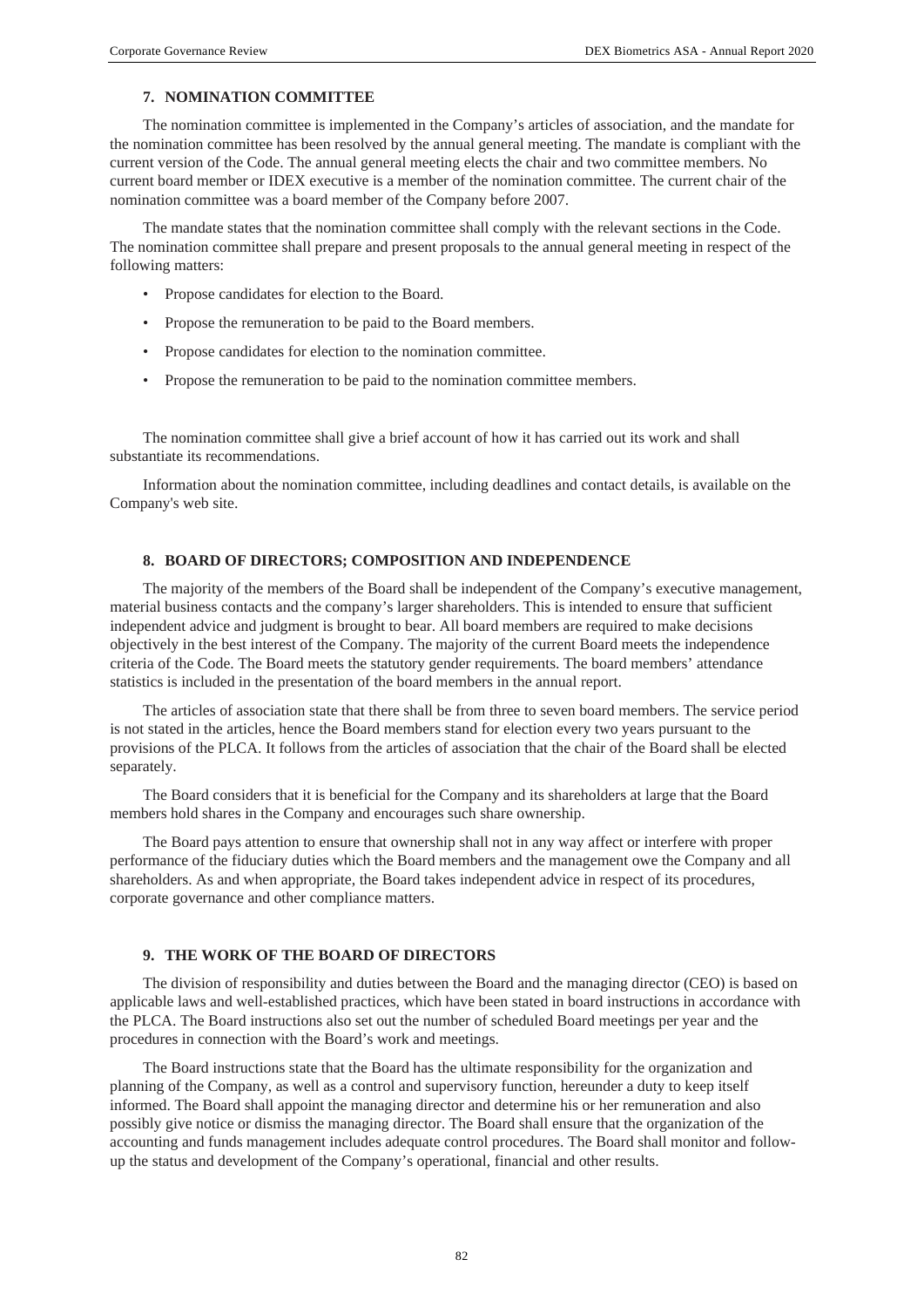## 7. NOMINATION COMMITTEE

The nomination committee is implemented in the Company's articles of association, and the mandate for the nomination committee has been resolved by the annual general meeting. The mandate is compliant with the current version of the Code. The annual general meeting elects the chair and two committee members. No current board member or IDEX executive is a member of the nomination committee. The current chair of the nomination committee was a board member of the Company before 2007.

The mandate states that the nomination committee shall comply with the relevant sections in the Code. The nomination committee shall prepare and present proposals to the annual general meeting in respect of the following matters:

- Propose candidates for election to the Board.
- Propose the remuneration to be paid to the Board members.
- Propose candidates for election to the nomination committee.
- Propose the remuneration to be paid to the nomination committee members.

The nomination committee shall give a brief account of how it has carried out its work and shall substantiate its recommendations.

Information about the nomination committee, including deadlines and contact details, is available on the Company's web site.

## 8. BOARD OF DIRECTORS; COMPOSITION AND INDEPENDENCE

The majority of the members of the Board shall be independent of the Company's executive management, material business contacts and the company's larger shareholders. This is intended to ensure that sufficient independent advice and judgment is brought to bear. All board members are required to make decisions objectively in the best interest of the Company. The majority of the current Board meets the independence criteria of the Code. The Board meets the statutory gender requirements. The board members' attendance statistics is included in the presentation of the board members in the annual report.

The articles of association state that there shall be from three to seven board members. The service period is not stated in the articles, hence the Board members stand for election every two years pursuant to the provisions of the PLCA. It follows from the articles of association that the chair of the Board shall be elected separately.

The Board considers that it is beneficial for the Company and its shareholders at large that the Board members hold shares in the Company and encourages such share ownership.

The Board pays attention to ensure that ownership shall not in any way affect or interfere with proper performance of the fiduciary duties which the Board members and the management owe the Company and all shareholders. As and when appropriate, the Board takes independent advice in respect of its procedures, corporate governance and other compliance matters.

## 9. THE WORK OF THE BOARD OF DIRECTORS

The division of responsibility and duties between the Board and the managing director (CEO) is based on applicable laws and well-established practices, which have been stated in board instructions in accordance with the PLCA. The Board instructions also set out the number of scheduled Board meetings per year and the procedures in connection with the Board's work and meetings.

The Board instructions state that the Board has the ultimate responsibility for the organization and planning of the Company, as well as a control and supervisory function, hereunder a duty to keep itself informed. The Board shall appoint the managing director and determine his or her remuneration and also possibly give notice or dismiss the managing director. The Board shall ensure that the organization of the accounting and funds management includes adequate control procedures. The Board shall monitor and follow-up the status and development of the Company's operational, financial and other results.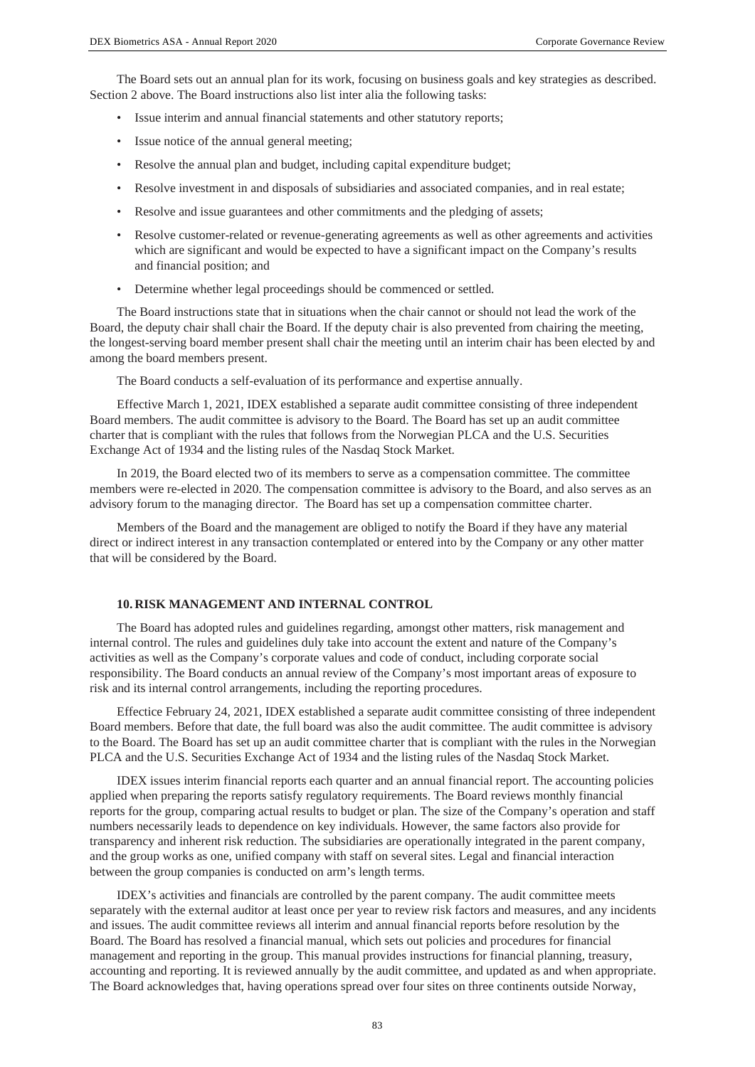The Board sets out an annual plan for its work, focusing on business goals and key strategies as described. Section 2 above. The Board instructions also list inter alia the following tasks:

- Issue interim and annual financial statements and other statutory reports;
- Issue notice of the annual general meeting;
- Resolve the annual plan and budget, including capital expenditure budget;
- Resolve investment in and disposals of subsidiaries and associated companies, and in real estate;
- Resolve and issue guarantees and other commitments and the pledging of assets;
- Resolve customer-related or revenue-generating agreements as well as other agreements and activities which are significant and would be expected to have a significant impact on the Company's results and financial position; and
- Determine whether legal proceedings should be commenced or settled.

The Board instructions state that in situations when the chair cannot or should not lead the work of the Board, the deputy chair shall chair the Board. If the deputy chair is also prevented from chairing the meeting, the longest-serving board member present shall chair the meeting until an interim chair has been elected by and among the board members present.

The Board conducts a self-evaluation of its performance and expertise annually.

Effective March 1, 2021, IDEX established a separate audit committee consisting of three independent Board members. The audit committee is advisory to the Board. The Board has set up an audit committee charter that is compliant with the rules that follows from the Norwegian PLCA and the U.S. Securities Exchange Act of 1934 and the listing rules of the Nasdaq Stock Market.

In 2019, the Board elected two of its members to serve as a compensation committee. The committee members were re-elected in 2020. The compensation committee is advisory to the Board, and also serves as an advisory forum to the managing director. The Board has set up a compensation committee charter.

Members of the Board and the management are obliged to notify the Board if they have any material direct or indirect interest in any transaction contemplated or entered into by the Company or any other matter that will be considered by the Board.

## 10. RISK MANAGEMENT AND INTERNAL CONTROL

The Board has adopted rules and guidelines regarding, amongst other matters, risk management and internal control. The rules and guidelines duly take into account the extent and nature of the Company's activities as well as the Company's corporate values and code of conduct, including corporate social responsibility. The Board conducts an annual review of the Company's most important areas of exposure to risk and its internal control arrangements, including the reporting procedures.

Effectice February 24, 2021, IDEX established a separate audit committee consisting of three independent Board members. Before that date, the full board was also the audit committee. The audit committee is advisory to the Board. The Board has set up an audit committee charter that is compliant with the rules in the Norwegian PLCA and the U.S. Securities Exchange Act of 1934 and the listing rules of the Nasdaq Stock Market.

IDEX issues interim financial reports each quarter and an annual financial report. The accounting policies applied when preparing the reports satisfy regulatory requirements. The Board reviews monthly financial reports for the group, comparing actual results to budget or plan. The size of the Company's operation and staff numbers necessarily leads to dependence on key individuals. However, the same factors also provide for transparency and inherent risk reduction. The subsidiaries are operationally integrated in the parent company, and the group works as one, unified company with staff on several sites. Legal and financial interaction between the group companies is conducted on arm's length terms.

IDEX's activities and financials are controlled by the parent company. The audit committee meets separately with the external auditor at least once per year to review risk factors and measures, and any incidents and issues. The audit committee reviews all interim and annual financial reports before resolution by the Board. The Board has resolved a financial manual, which sets out policies and procedures for financial management and reporting in the group. This manual provides instructions for financial planning, treasury, accounting and reporting. It is reviewed annually by the audit committee, and updated as and when appropriate. The Board acknowledges that, having operations spread over four sites on three continents outside Norway,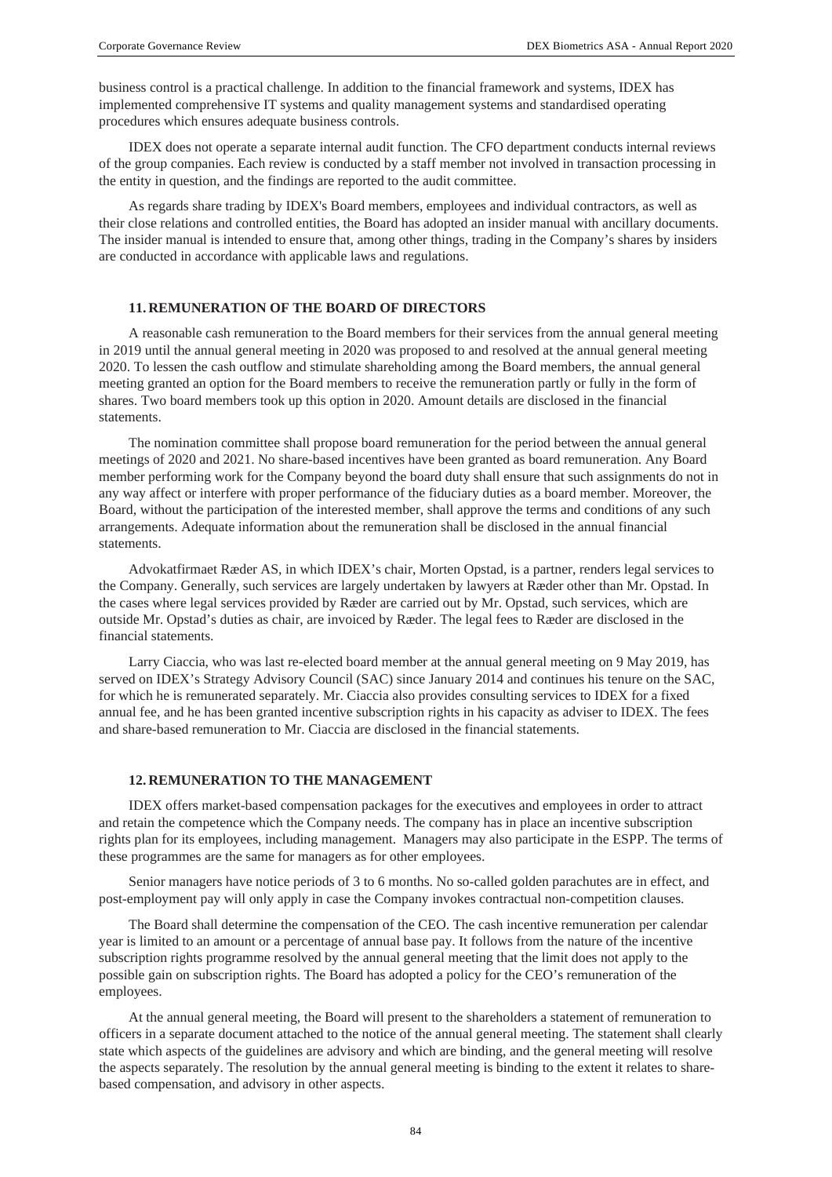business control is a practical challenge. In addition to the financial framework and systems, IDEX has implemented comprehensive IT systems and quality management systems and standardised operating procedures which ensures adequate business controls.

IDEX does not operate a separate internal audit function. The CFO department conducts internal reviews of the group companies. Each review is conducted by a staff member not involved in transaction processing in the entity in question, and the findings are reported to the audit committee.

As regards share trading by IDEX's Board members, employees and individual contractors, as well as their close relations and controlled entities, the Board has adopted an insider manual with ancillary documents. The insider manual is intended to ensure that, among other things, trading in the Company's shares by insiders are conducted in accordance with applicable laws and regulations.

## 11. REMUNERATION OF THE BOARD OF DIRECTORS

A reasonable cash remuneration to the Board members for their services from the annual general meeting in 2019 until the annual general meeting in 2020 was proposed to and resolved at the annual general meeting 2020. To lessen the cash outflow and stimulate shareholding among the Board members, the annual general meeting granted an option for the Board members to receive the remuneration partly or fully in the form of shares. Two board members took up this option in 2020. Amount details are disclosed in the financial statements.

The nomination committee shall propose board remuneration for the period between the annual general meetings of 2020 and 2021. No share-based incentives have been granted as board remuneration. Any Board member performing work for the Company beyond the board duty shall ensure that such assignments do not in any way affect or interfere with proper performance of the fiduciary duties as a board member. Moreover, the Board, without the participation of the interested member, shall approve the terms and conditions of any such arrangements. Adequate information about the remuneration shall be disclosed in the annual financial statements.

Advokatfirmaet Ræder AS, in which IDEX's chair, Morten Opstad, is a partner, renders legal services to the Company. Generally, such services are largely undertaken by lawyers at Ræder other than Mr. Opstad. In the cases where legal services provided by Ræder are carried out by Mr. Opstad, such services, which are outside Mr. Opstad's duties as chair, are invoiced by Ræder. The legal fees to Ræder are disclosed in the financial statements.

Larry Ciaccia, who was last re-elected board member at the annual general meeting on 9 May 2019, has served on IDEX's Strategy Advisory Council (SAC) since January 2014 and continues his tenure on the SAC, for which he is remunerated separately. Mr. Ciaccia also provides consulting services to IDEX for a fixed annual fee, and he has been granted incentive subscription rights in his capacity as adviser to IDEX. The fees and share-based remuneration to Mr. Ciaccia are disclosed in the financial statements.

## 12. REMUNERATION TO THE MANAGEMENT

IDEX offers market-based compensation packages for the executives and employees in order to attract and retain the competence which the Company needs. The company has in place an incentive subscription rights plan for its employees, including management. Managers may also participate in the ESPP. The terms of these programmes are the same for managers as for other employees.

Senior managers have notice periods of 3 to 6 months. No so-called golden parachutes are in effect, and post-employment pay will only apply in case the Company invokes contractual non-competition clauses.

The Board shall determine the compensation of the CEO. The cash incentive remuneration per calendar year is limited to an amount or a percentage of annual base pay. It follows from the nature of the incentive subscription rights programme resolved by the annual general meeting that the limit does not apply to the possible gain on subscription rights. The Board has adopted a policy for the CEO's remuneration of the employees.

At the annual general meeting, the Board will present to the shareholders a statement of remuneration to officers in a separate document attached to the notice of the annual general meeting. The statement shall clearly state which aspects of the guidelines are advisory and which are binding, and the general meeting will resolve the aspects separately. The resolution by the annual general meeting is binding to the extent it relates to share-based compensation, and advisory in other aspects.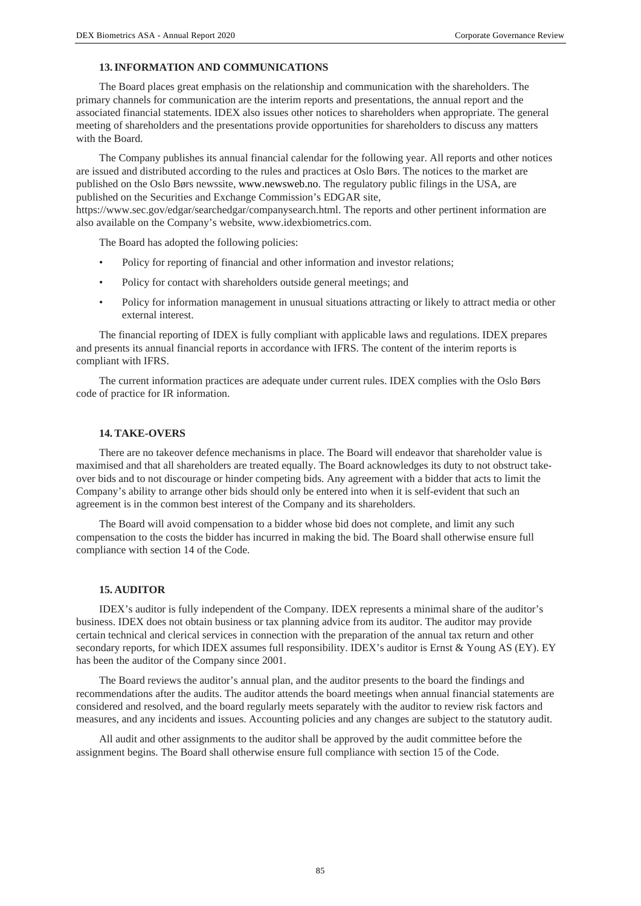### 13. INFORMATION AND COMMUNICATIONS

The Board places great emphasis on the relationship and communication with the shareholders. The primary channels for communication are the interim reports and presentations, the annual report and the associated financial statements. IDEX also issues other notices to shareholders when appropriate. The general meeting of shareholders and the presentations provide opportunities for shareholders to discuss any matters with the Board.

The Company publishes its annual financial calendar for the following year. All reports and other notices are issued and distributed according to the rules and practices at Oslo Børs. The notices to the market are published on the Oslo Børs newssite, www.newsweb.no. The regulatory public filings in the USA, are published on the Securities and Exchange Commission's EDGAR site, https://www.sec.gov/edgar/searchedgar/companysearch.html. The reports and other pertinent information are also available on the Company's website, www.idexbiometrics.com.

The Board has adopted the following policies:

- Policy for reporting of financial and other information and investor relations;
- Policy for contact with shareholders outside general meetings; and
- Policy for information management in unusual situations attracting or likely to attract media or other external interest.

The financial reporting of IDEX is fully compliant with applicable laws and regulations. IDEX prepares and presents its annual financial reports in accordance with IFRS. The content of the interim reports is compliant with IFRS.

The current information practices are adequate under current rules. IDEX complies with the Oslo Børs code of practice for IR information.

### 14. TAKE-OVERS

There are no takeover defence mechanisms in place. The Board will endeavor that shareholder value is maximised and that all shareholders are treated equally. The Board acknowledges its duty to not obstruct take-over bids and to not discourage or hinder competing bids. Any agreement with a bidder that acts to limit the Company's ability to arrange other bids should only be entered into when it is self-evident that such an agreement is in the common best interest of the Company and its shareholders.

The Board will avoid compensation to a bidder whose bid does not complete, and limit any such compensation to the costs the bidder has incurred in making the bid. The Board shall otherwise ensure full compliance with section 14 of the Code.

### 15. AUDITOR

IDEX's auditor is fully independent of the Company. IDEX represents a minimal share of the auditor's business. IDEX does not obtain business or tax planning advice from its auditor. The auditor may provide certain technical and clerical services in connection with the preparation of the annual tax return and other secondary reports, for which IDEX assumes full responsibility. IDEX's auditor is Ernst & Young AS (EY). EY has been the auditor of the Company since 2001.

The Board reviews the auditor's annual plan, and the auditor presents to the board the findings and recommendations after the audits. The auditor attends the board meetings when annual financial statements are considered and resolved, and the board regularly meets separately with the auditor to review risk factors and measures, and any incidents and issues. Accounting policies and any changes are subject to the statutory audit.

All audit and other assignments to the auditor shall be approved by the audit committee before the assignment begins. The Board shall otherwise ensure full compliance with section 15 of the Code.